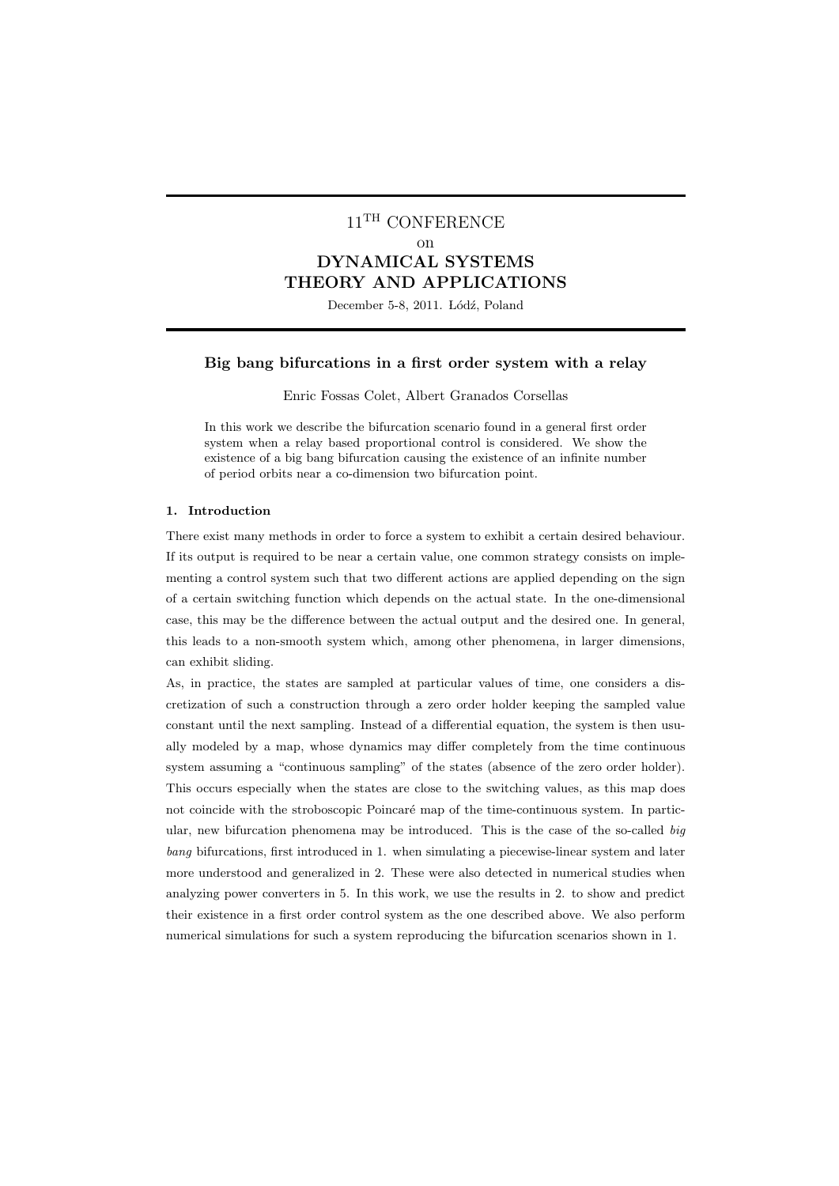11$^{\text{TH}}$ CONFERENCE

on

**DYNAMICAL SYSTEMS THEORY AND APPLICATIONS**

December 5-8, 2011. Łódź, Poland

---

# Big bang bifurcations in a first order system with a relay

Enric Fossas Colet, Albert Granados Corsellas

In this work we describe the bifurcation scenario found in a general first order system when a relay based proportional control is considered. We show the existence of a big bang bifurcation causing the existence of an infinite number of period orbits near a co-dimension two bifurcation point.

## 1. Introduction

There exist many methods in order to force a system to exhibit a certain desired behaviour. If its output is required to be near a certain value, one common strategy consists on implementing a control system such that two different actions are applied depending on the sign of a certain switching function which depends on the actual state. In the one-dimensional case, this may be the difference between the actual output and the desired one. In general, this leads to a non-smooth system which, among other phenomena, in larger dimensions, can exhibit sliding.

As, in practice, the states are sampled at particular values of time, one considers a discretization of such a construction through a zero order holder keeping the sampled value constant until the next sampling. Instead of a differential equation, the system is then usually modeled by a map, whose dynamics may differ completely from the time continuous system assuming a "continuous sampling" of the states (absence of the zero order holder). This occurs especially when the states are close to the switching values, as this map does not coincide with the stroboscopic Poincaré map of the time-continuous system. In particular, new bifurcation phenomena may be introduced. This is the case of the so-called *big bang* bifurcations, first introduced in 1. when simulating a piecewise-linear system and later more understood and generalized in 2. These were also detected in numerical studies when analyzing power converters in 5. In this work, we use the results in 2. to show and predict their existence in a first order control system as the one described above. We also perform numerical simulations for such a system reproducing the bifurcation scenarios shown in 1.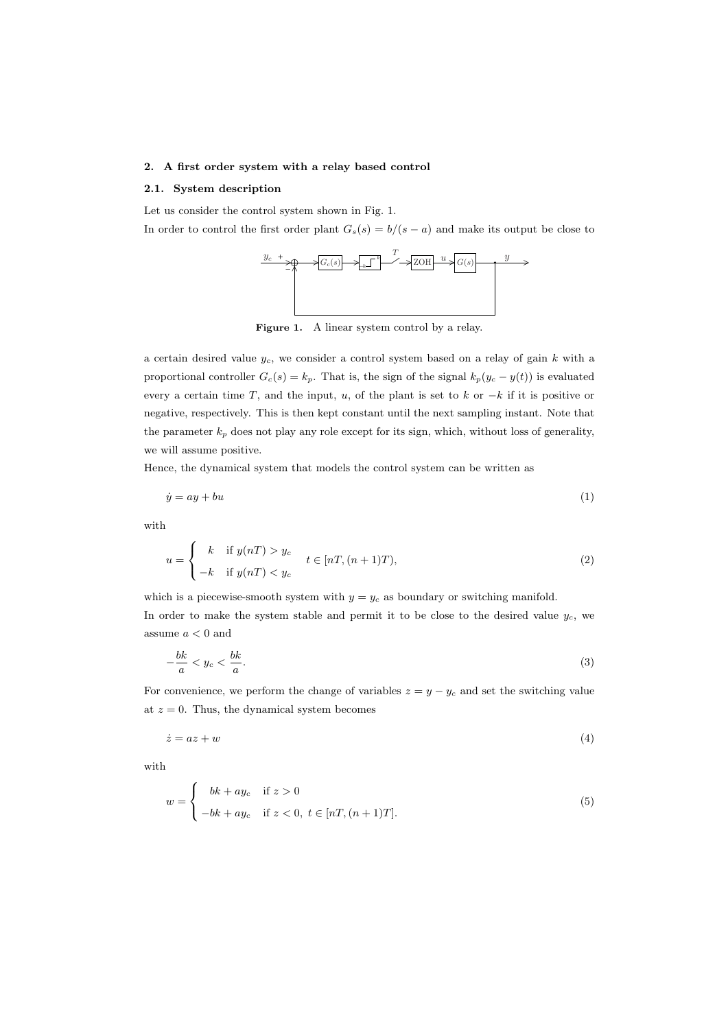## 2. A first order system with a relay based control

### 2.1. System description

Let us consider the control system shown in Fig. 1.

In order to control the first order plant $G_s(s) = b/(s-a)$ and make its output be close to

**Figure 1.** A linear system control by a relay.

a certain desired value $y_c$, we consider a control system based on a relay of gain $k$ with a proportional controller $G_c(s) = k_p$. That is, the sign of the signal $k_p(y_c - y(t))$ is evaluated every a certain time $T$, and the input, $u$, of the plant is set to $k$ or $-k$ if it is positive or negative, respectively. This is then kept constant until the next sampling instant. Note that the parameter $k_p$ does not play any role except for its sign, which, without loss of generality, we will assume positive.

Hence, the dynamical system that models the control system can be written as

$$\dot{y} = ay + bu \tag{1}$$

with

$$u = \begin{cases} k & \text{if } y(nT) > y_c \\ -k & \text{if } y(nT) < y_c \end{cases} \quad t \in [nT, (n+1)T), \tag{2}$$

which is a piecewise-smooth system with $y = y_c$ as boundary or switching manifold.

In order to make the system stable and permit it to be close to the desired value $y_c$, we assume $a < 0$ and

$$-\frac{bk}{a} < y_c < \frac{bk}{a}. \tag{3}$$

For convenience, we perform the change of variables $z = y - y_c$ and set the switching value at $z = 0$. Thus, the dynamical system becomes

$$\dot{z} = az + w \tag{4}$$

with

$$w = \begin{cases} bk + ay_c & \text{if } z > 0 \\ -bk + ay_c & \text{if } z < 0, \ t \in [nT, (n+1)T]. \end{cases} \tag{5}$$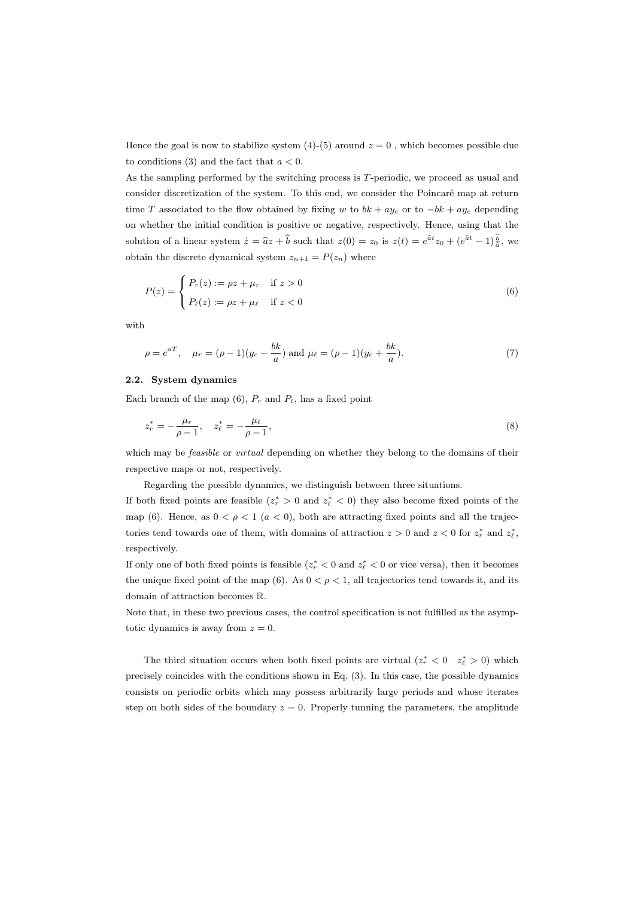Hence the goal is now to stabilize system (4)-(5) around $z = 0$ , which becomes possible due to conditions (3) and the fact that $a < 0$.

As the sampling performed by the switching process is $T$-periodic, we proceed as usual and consider discretization of the system. To this end, we consider the Poincaré map at return time $T$ associated to the flow obtained by fixing $w$ to $bk + ay_c$ or to $-bk + ay_c$ depending on whether the initial condition is positive or negative, respectively. Hence, using that the solution of a linear system $\dot{z} = \widehat{a}z + \widehat{b}$ such that $z(0) = z_0$ is $z(t) = e^{\widehat{a}t}z_0 + (e^{\widehat{a}t} - 1)\frac{\widehat{b}}{\widehat{a}}$, we obtain the discrete dynamical system $z_{n+1} = P(z_n)$ where

$$P(z) = \begin{cases} P_r(z) := \rho z + \mu_r & \text{if } z > 0 \\ P_\ell(z) := \rho z + \mu_\ell & \text{if } z < 0 \end{cases} \tag{6}$$

with

$$\rho = e^{aT}, \quad \mu_r = (\rho - 1)(y_c - \frac{bk}{a}) \text{ and } \mu_\ell = (\rho - 1)(y_c + \frac{bk}{a}). \tag{7}$$

### 2.2. System dynamics

Each branch of the map (6), $P_r$ and $P_\ell$, has a fixed point

$$z_r^* = -\frac{\mu_r}{\rho - 1}, \quad z_\ell^* = -\frac{\mu_\ell}{\rho - 1}, \tag{8}$$

which may be *feasible* or *virtual* depending on whether they belong to the domains of their respective maps or not, respectively.

Regarding the possible dynamics, we distinguish between three situations.

If both fixed points are feasible ($z_r^* > 0$ and $z_\ell^* < 0$) they also become fixed points of the map (6). Hence, as $0 < \rho < 1$ ($a < 0$), both are attracting fixed points and all the trajectories tend towards one of them, with domains of attraction $z > 0$ and $z < 0$ for $z_r^*$ and $z_\ell^*$, respectively.

If only one of both fixed points is feasible ($z_r^* < 0$ and $z_\ell^* < 0$ or vice versa), then it becomes the unique fixed point of the map (6). As $0 < \rho < 1$, all trajectories tend towards it, and its domain of attraction becomes $\mathbb{R}$.

Note that, in these two previous cases, the control specification is not fulfilled as the asymptotic dynamics is away from $z = 0$.

The third situation occurs when both fixed points are virtual ($z_r^* < 0 \quad z_\ell^* > 0$) which precisely coincides with the conditions shown in Eq. (3). In this case, the possible dynamics consists on periodic orbits which may possess arbitrarily large periods and whose iterates step on both sides of the boundary $z = 0$. Properly tunning the parameters, the amplitude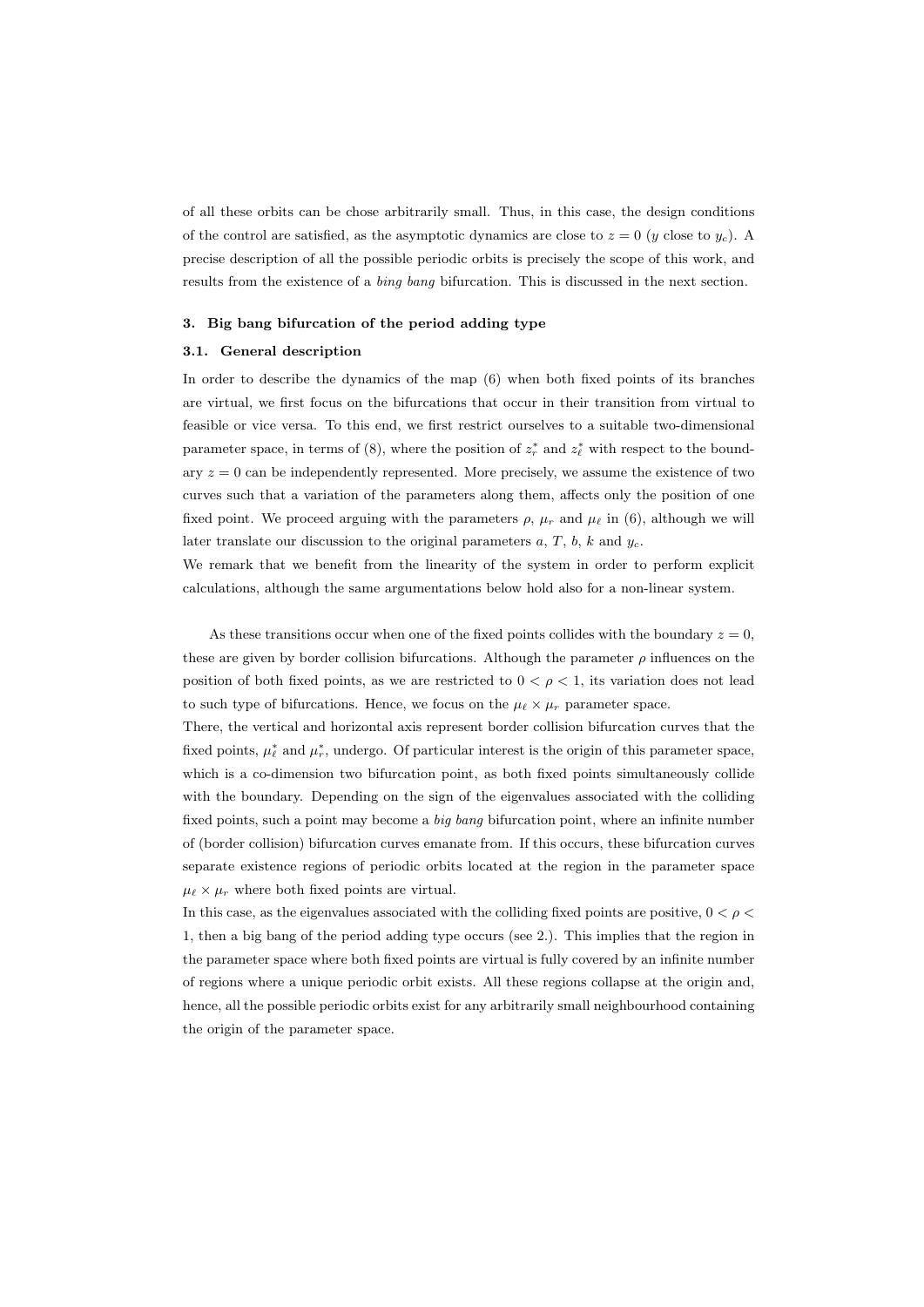of all these orbits can be chose arbitrarily small. Thus, in this case, the design conditions of the control are satisfied, as the asymptotic dynamics are close to $z = 0$ ($y$ close to $y_c$). A precise description of all the possible periodic orbits is precisely the scope of this work, and results from the existence of a *bing bang* bifurcation. This is discussed in the next section.

## 3. Big bang bifurcation of the period adding type

### 3.1. General description

In order to describe the dynamics of the map (6) when both fixed points of its branches are virtual, we first focus on the bifurcations that occur in their transition from virtual to feasible or vice versa. To this end, we first restrict ourselves to a suitable two-dimensional parameter space, in terms of (8), where the position of $z_r^*$ and $z_\ell^*$ with respect to the boundary $z = 0$ can be independently represented. More precisely, we assume the existence of two curves such that a variation of the parameters along them, affects only the position of one fixed point. We proceed arguing with the parameters $\rho$, $\mu_r$ and $\mu_\ell$ in (6), although we will later translate our discussion to the original parameters $a$, $T$, $b$, $k$ and $y_c$.

We remark that we benefit from the linearity of the system in order to perform explicit calculations, although the same argumentations below hold also for a non-linear system.

As these transitions occur when one of the fixed points collides with the boundary $z = 0$, these are given by border collision bifurcations. Although the parameter $\rho$ influences on the position of both fixed points, as we are restricted to $0 < \rho < 1$, its variation does not lead to such type of bifurcations. Hence, we focus on the $\mu_\ell \times \mu_r$ parameter space.

There, the vertical and horizontal axis represent border collision bifurcation curves that the fixed points, $\mu_\ell^*$ and $\mu_r^*$, undergo. Of particular interest is the origin of this parameter space, which is a co-dimension two bifurcation point, as both fixed points simultaneously collide with the boundary. Depending on the sign of the eigenvalues associated with the colliding fixed points, such a point may become a *big bang* bifurcation point, where an infinite number of (border collision) bifurcation curves emanate from. If this occurs, these bifurcation curves separate existence regions of periodic orbits located at the region in the parameter space $\mu_\ell \times \mu_r$ where both fixed points are virtual.

In this case, as the eigenvalues associated with the colliding fixed points are positive, $0 < \rho < 1$, then a big bang of the period adding type occurs (see 2.). This implies that the region in the parameter space where both fixed points are virtual is fully covered by an infinite number of regions where a unique periodic orbit exists. All these regions collapse at the origin and, hence, all the possible periodic orbits exist for any arbitrarily small neighbourhood containing the origin of the parameter space.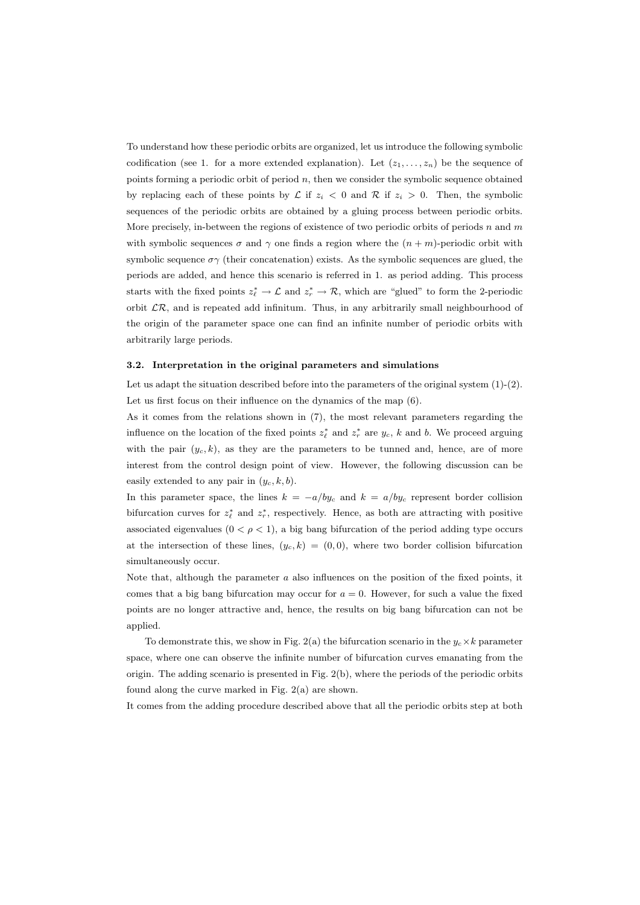To understand how these periodic orbits are organized, let us introduce the following symbolic codification (see 1. for a more extended explanation). Let $(z_1,\ldots,z_n)$ be the sequence of points forming a periodic orbit of period $n$, then we consider the symbolic sequence obtained by replacing each of these points by $\mathcal{L}$ if $z_i < 0$ and $\mathcal{R}$ if $z_i > 0$. Then, the symbolic sequences of the periodic orbits are obtained by a gluing process between periodic orbits. More precisely, in-between the regions of existence of two periodic orbits of periods $n$ and $m$ with symbolic sequences $\sigma$ and $\gamma$ one finds a region where the $(n+m)$-periodic orbit with symbolic sequence $\sigma\gamma$ (their concatenation) exists. As the symbolic sequences are glued, the periods are added, and hence this scenario is referred in 1. as period adding. This process starts with the fixed points $z_\ell^* \to \mathcal{L}$ and $z_r^* \to \mathcal{R}$, which are "glued" to form the 2-periodic orbit $\mathcal{LR}$, and is repeated add infinitum. Thus, in any arbitrarily small neighbourhood of the origin of the parameter space one can find an infinite number of periodic orbits with arbitrarily large periods.

### 3.2. Interpretation in the original parameters and simulations

Let us adapt the situation described before into the parameters of the original system (1)-(2). Let us first focus on their influence on the dynamics of the map (6).

As it comes from the relations shown in (7), the most relevant parameters regarding the influence on the location of the fixed points $z_\ell^*$ and $z_r^*$ are $y_c$, $k$ and $b$. We proceed arguing with the pair $(y_c,k)$, as they are the parameters to be tunned and, hence, are of more interest from the control design point of view. However, the following discussion can be easily extended to any pair in $(y_c,k,b)$.

In this parameter space, the lines $k=-a/by_c$ and $k=a/by_c$ represent border collision bifurcation curves for $z_\ell^*$ and $z_r^*$, respectively. Hence, as both are attracting with positive associated eigenvalues ($0<\rho<1$), a big bang bifurcation of the period adding type occurs at the intersection of these lines, $(y_c,k)=(0,0)$, where two border collision bifurcation simultaneously occur.

Note that, although the parameter $a$ also influences on the position of the fixed points, it comes that a big bang bifurcation may occur for $a=0$. However, for such a value the fixed points are no longer attractive and, hence, the results on big bang bifurcation can not be applied.

To demonstrate this, we show in Fig. 2(a) the bifurcation scenario in the $y_c \times k$ parameter space, where one can observe the infinite number of bifurcation curves emanating from the origin. The adding scenario is presented in Fig. 2(b), where the periods of the periodic orbits found along the curve marked in Fig. 2(a) are shown.

It comes from the adding procedure described above that all the periodic orbits step at both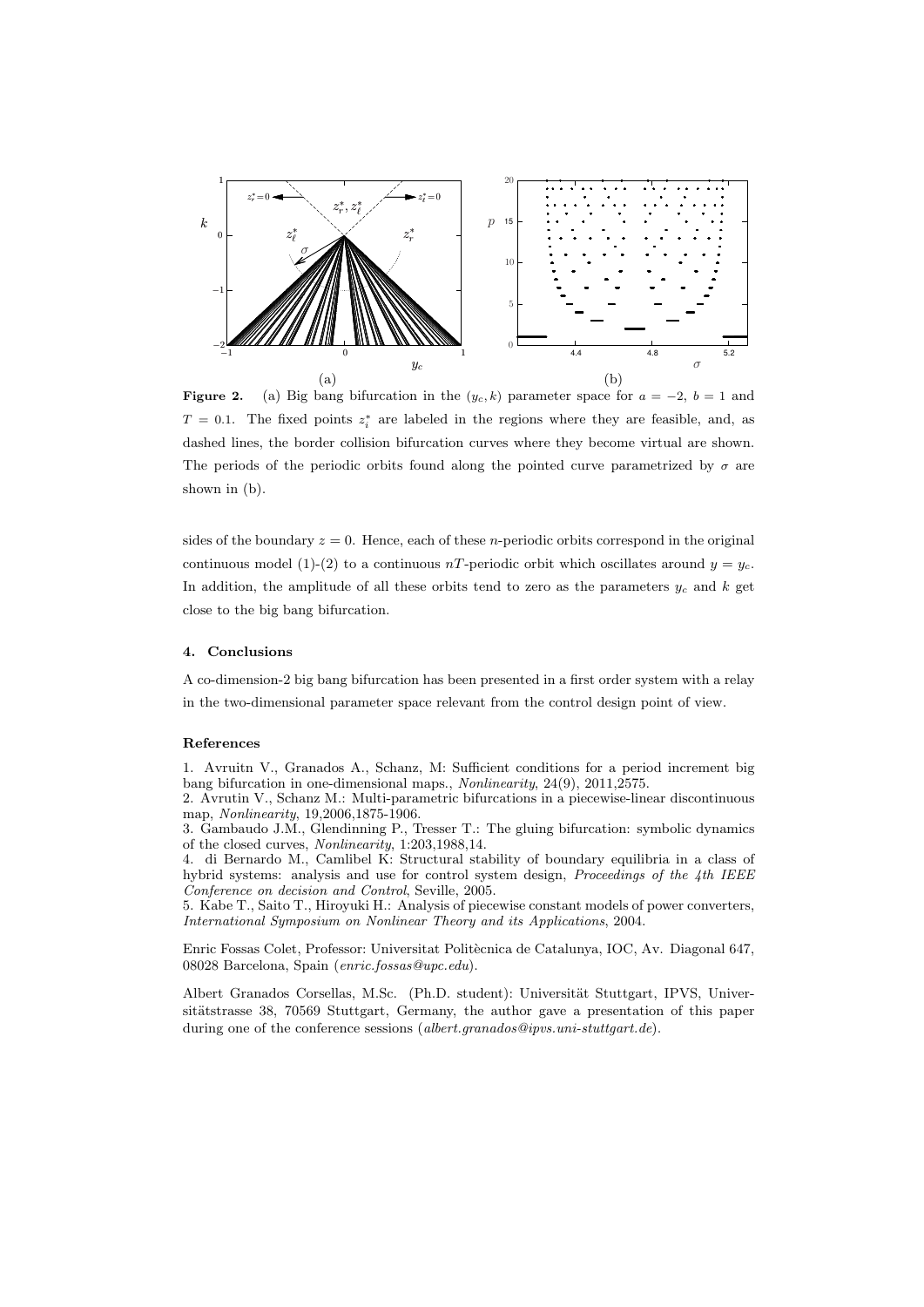$k$

1

0

−1

−2

−1 0 1

$y_c$

$z_r^*=0$

$z_r^*, z_\ell^*$

$z_\ell^*=0$

$z_\ell^*$

$\sigma$

$z_r^*$

(a)

$p$

20

15

10

5

0

4.4 4.8 5.2

$\sigma$

(b)

**Figure 2.** (a) Big bang bifurcation in the $(y_c, k)$ parameter space for $a = -2$, $b = 1$ and $T = 0.1$. The fixed points $z_i^*$ are labeled in the regions where they are feasible, and, as dashed lines, the border collision bifurcation curves where they become virtual are shown. The periods of the periodic orbits found along the pointed curve parametrized by $\sigma$ are shown in (b).

sides of the boundary $z = 0$. Hence, each of these $n$-periodic orbits correspond in the original continuous model (1)-(2) to a continuous $nT$-periodic orbit which oscillates around $y = y_c$. In addition, the amplitude of all these orbits tend to zero as the parameters $y_c$ and $k$ get close to the big bang bifurcation.

### 4. Conclusions

A co-dimension-2 big bang bifurcation has been presented in a first order system with a relay in the two-dimensional parameter space relevant from the control design point of view.

### References

1. Avruitn V., Granados A., Schanz, M: Sufficient conditions for a period increment big bang bifurcation in one-dimensional maps., *Nonlinearity*, 24(9), 2011,2575.
2. Avrutin V., Schanz M.: Multi-parametric bifurcations in a piecewise-linear discontinuous map, *Nonlinearity*, 19,2006,1875-1906.
3. Gambaudo J.M., Glendinning P., Tresser T.: The gluing bifurcation: symbolic dynamics of the closed curves, *Nonlinearity*, 1:203,1988,14.
4. di Bernardo M., Camlibel K: Structural stability of boundary equilibria in a class of hybrid systems: analysis and use for control system design, *Proceedings of the 4th IEEE Conference on decision and Control*, Seville, 2005.
5. Kabe T., Saito T., Hiroyuki H.: Analysis of piecewise constant models of power converters, *International Symposium on Nonlinear Theory and its Applications*, 2004.

Enric Fossas Colet, Professor: Universitat Politècnica de Catalunya, IOC, Av. Diagonal 647, 08028 Barcelona, Spain (*enric.fossas@upc.edu*).

Albert Granados Corsellas, M.Sc. (Ph.D. student): Universität Stuttgart, IPVS, Universitätstrasse 38, 70569 Stuttgart, Germany, the author gave a presentation of this paper during one of the conference sessions (*albert.granados@ipvs.uni-stuttgart.de*).